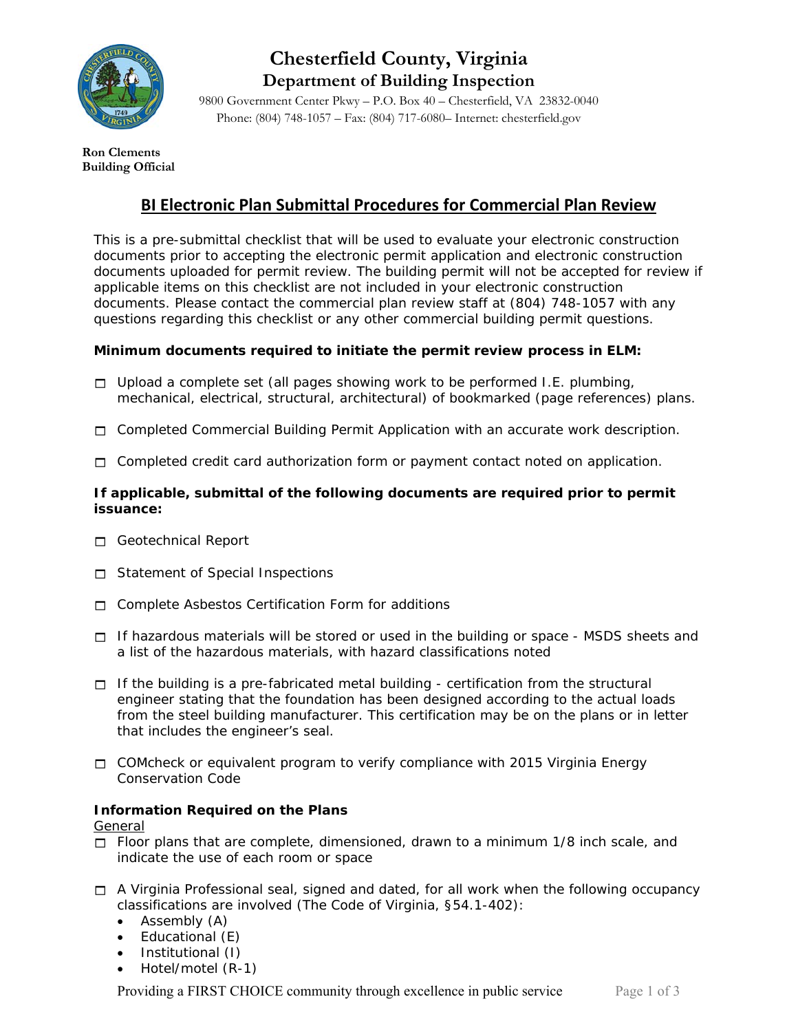# Chesterfield County, Virginia
## Department of Building Inspection

9800 Government Center Pkwy – P.O. Box 40 – Chesterfield, VA 23832-0040
Phone: (804) 748-1057 – Fax: (804) 717-6080– Internet: chesterfield.gov

**Ron Clements**
**Building Official**

## BI Electronic Plan Submittal Procedures for Commercial Plan Review

This is a pre-submittal checklist that will be used to evaluate your electronic construction documents prior to accepting the electronic permit application and electronic construction documents uploaded for permit review. The building permit will not be accepted for review if applicable items on this checklist are not included in your electronic construction documents. Please contact the commercial plan review staff at (804) 748-1057 with any questions regarding this checklist or any other commercial building permit questions.

**Minimum documents required to initiate the permit review process in ELM:**

- ☐ Upload a complete set (all pages showing work to be performed I.E. plumbing, mechanical, electrical, structural, architectural) of bookmarked (page references) plans.
- ☐ Completed Commercial Building Permit Application with an accurate work description.
- ☐ Completed credit card authorization form or payment contact noted on application.

**If applicable, submittal of the following documents are required prior to permit issuance:**

- ☐ Geotechnical Report
- ☐ Statement of Special Inspections
- ☐ Complete Asbestos Certification Form for additions
- ☐ If hazardous materials will be stored or used in the building or space - MSDS sheets and a list of the hazardous materials, with hazard classifications noted
- ☐ If the building is a pre-fabricated metal building - certification from the structural engineer stating that the foundation has been designed according to the actual loads from the steel building manufacturer. This certification may be on the plans or in letter that includes the engineer's seal.
- ☐ COMcheck or equivalent program to verify compliance with 2015 Virginia Energy Conservation Code

**Information Required on the Plans**

<u>General</u>

- ☐ Floor plans that are complete, dimensioned, drawn to a minimum 1/8 inch scale, and indicate the use of each room or space
- ☐ A Virginia Professional seal, signed and dated, for all work when the following occupancy classifications are involved (The Code of Virginia, §54.1-402):
  - Assembly (A)
  - Educational (E)
  - Institutional (I)
  - Hotel/motel (R-1)

Providing a FIRST CHOICE community through excellence in public service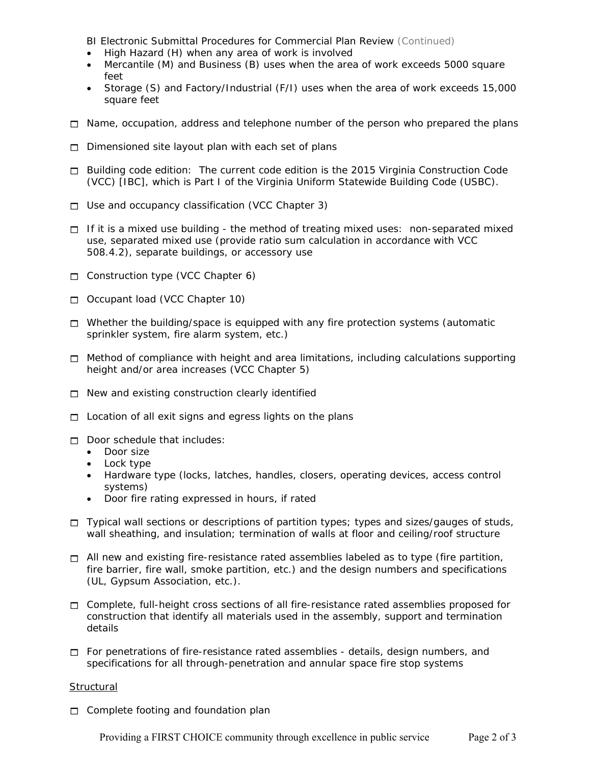BI Electronic Submittal Procedures for Commercial Plan Review (Continued)

- High Hazard (H) when any area of work is involved
- Mercantile (M) and Business (B) uses when the area of work exceeds 5000 square feet
- Storage (S) and Factory/Industrial (F/I) uses when the area of work exceeds 15,000 square feet

- ☐ Name, occupation, address and telephone number of the person who prepared the plans
- ☐ Dimensioned site layout plan with each set of plans
- ☐ Building code edition: The current code edition is the 2015 Virginia Construction Code (VCC) [IBC], which is Part I of the Virginia Uniform Statewide Building Code (USBC).
- ☐ Use and occupancy classification (VCC Chapter 3)
- ☐ If it is a mixed use building - the method of treating mixed uses: non-separated mixed use, separated mixed use (provide ratio sum calculation in accordance with VCC 508.4.2), separate buildings, or accessory use
- ☐ Construction type (VCC Chapter 6)
- ☐ Occupant load (VCC Chapter 10)
- ☐ Whether the building/space is equipped with any fire protection systems (automatic sprinkler system, fire alarm system, etc.)
- ☐ Method of compliance with height and area limitations, including calculations supporting height and/or area increases (VCC Chapter 5)
- ☐ New and existing construction clearly identified
- ☐ Location of all exit signs and egress lights on the plans
- ☐ Door schedule that includes:
  - Door size
  - Lock type
  - Hardware type (locks, latches, handles, closers, operating devices, access control systems)
  - Door fire rating expressed in hours, if rated
- ☐ Typical wall sections or descriptions of partition types; types and sizes/gauges of studs, wall sheathing, and insulation; termination of walls at floor and ceiling/roof structure
- ☐ All new and existing fire-resistance rated assemblies labeled as to type (fire partition, fire barrier, fire wall, smoke partition, etc.) and the design numbers and specifications (UL, Gypsum Association, etc.).
- ☐ Complete, full-height cross sections of all fire-resistance rated assemblies proposed for construction that identify all materials used in the assembly, support and termination details
- ☐ For penetrations of fire-resistance rated assemblies - details, design numbers, and specifications for all through-penetration and annular space fire stop systems

<u>Structural</u>

- ☐ Complete footing and foundation plan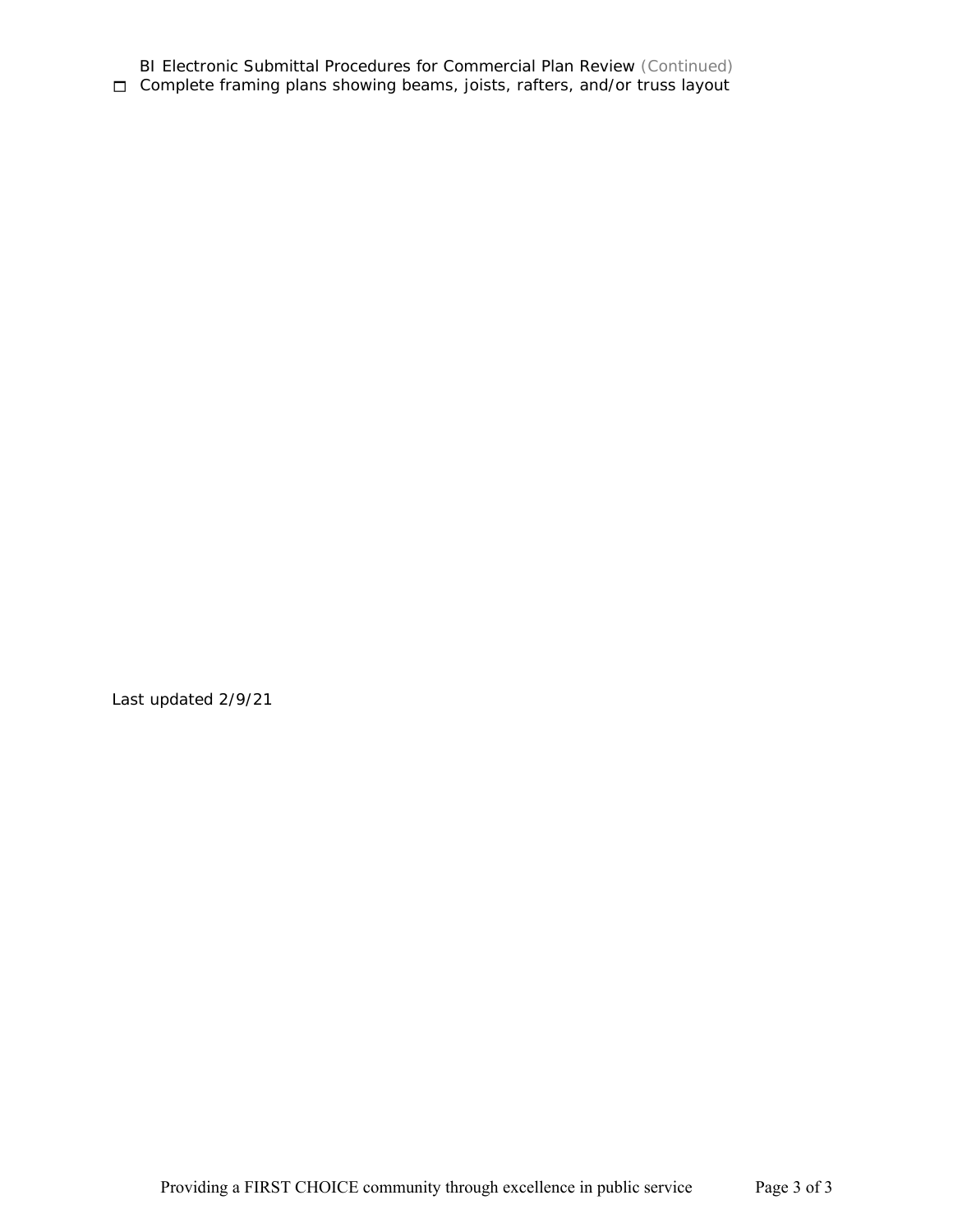BI Electronic Submittal Procedures for Commercial Plan Review (Continued)

- [ ] Complete framing plans showing beams, joists, rafters, and/or truss layout

Last updated 2/9/21